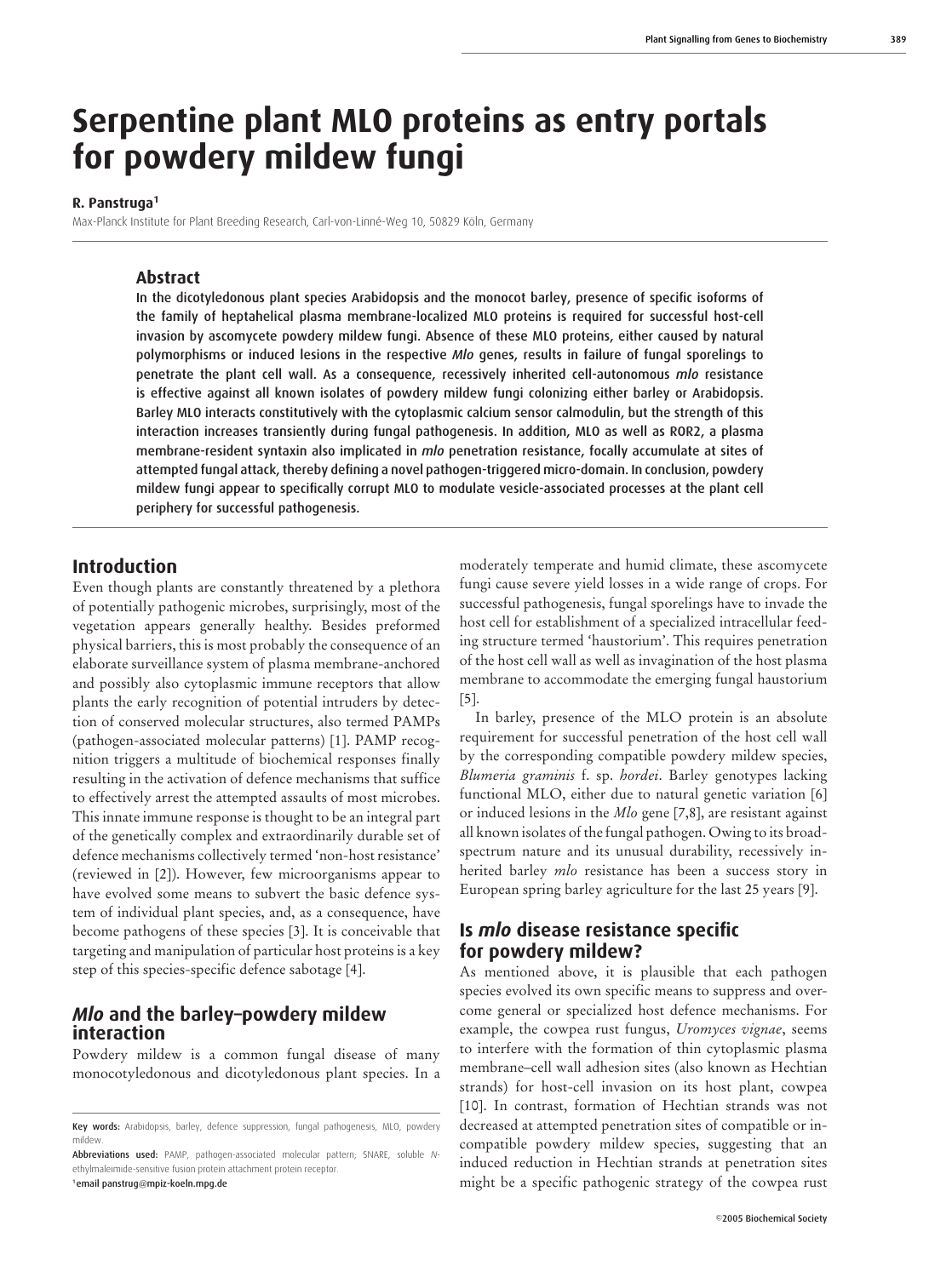# Serpentine plant MLO proteins as entry portals for powdery mildew fungi

**R. Panstruga[1]**

Max-Planck Institute for Plant Breeding Research, Carl-von-Linné-Weg 10, 50829 Köln, Germany

## Abstract

**In the dicotyledonous plant species Arabidopsis and the monocot barley, presence of specific isoforms of the family of heptahelical plasma membrane-localized MLO proteins is required for successful host-cell invasion by ascomycete powdery mildew fungi. Absence of these MLO proteins, either caused by natural polymorphisms or induced lesions in the respective *Mlo* genes, results in failure of fungal sporelings to penetrate the plant cell wall. As a consequence, recessively inherited cell-autonomous *mlo* resistance is effective against all known isolates of powdery mildew fungi colonizing either barley or Arabidopsis. Barley MLO interacts constitutively with the cytoplasmic calcium sensor calmodulin, but the strength of this interaction increases transiently during fungal pathogenesis. In addition, MLO as well as ROR2, a plasma membrane-resident syntaxin also implicated in *mlo* penetration resistance, focally accumulate at sites of attempted fungal attack, thereby defining a novel pathogen-triggered micro-domain. In conclusion, powdery mildew fungi appear to specifically corrupt MLO to modulate vesicle-associated processes at the plant cell periphery for successful pathogenesis.**

## Introduction

Even though plants are constantly threatened by a plethora of potentially pathogenic microbes, surprisingly, most of the vegetation appears generally healthy. Besides preformed physical barriers, this is most probably the consequence of an elaborate surveillance system of plasma membrane-anchored and possibly also cytoplasmic immune receptors that allow plants the early recognition of potential intruders by detection of conserved molecular structures, also termed PAMPs (pathogen-associated molecular patterns) [1]. PAMP recognition triggers a multitude of biochemical responses finally resulting in the activation of defence mechanisms that suffice to effectively arrest the attempted assaults of most microbes. This innate immune response is thought to be an integral part of the genetically complex and extraordinarily durable set of defence mechanisms collectively termed 'non-host resistance' (reviewed in [2]). However, few microorganisms appear to have evolved some means to subvert the basic defence system of individual plant species, and, as a consequence, have become pathogens of these species [3]. It is conceivable that targeting and manipulation of particular host proteins is a key step of this species-specific defence sabotage [4].

## *Mlo* and the barley–powdery mildew interaction

Powdery mildew is a common fungal disease of many monocotyledonous and dicotyledonous plant species. In a moderately temperate and humid climate, these ascomycete fungi cause severe yield losses in a wide range of crops. For successful pathogenesis, fungal sporelings have to invade the host cell for establishment of a specialized intracellular feeding structure termed 'haustorium'. This requires penetration of the host cell wall as well as invagination of the host plasma membrane to accommodate the emerging fungal haustorium [5].

In barley, presence of the MLO protein is an absolute requirement for successful penetration of the host cell wall by the corresponding compatible powdery mildew species, *Blumeria graminis* f. sp. *hordei*. Barley genotypes lacking functional MLO, either due to natural genetic variation [6] or induced lesions in the *Mlo* gene [7,8], are resistant against all known isolates of the fungal pathogen. Owing to its broad-spectrum nature and its unusual durability, recessively inherited barley *mlo* resistance has been a success story in European spring barley agriculture for the last 25 years [9].

## Is *mlo* disease resistance specific for powdery mildew?

As mentioned above, it is plausible that each pathogen species evolved its own specific means to suppress and overcome general or specialized host defence mechanisms. For example, the cowpea rust fungus, *Uromyces vignae*, seems to interfere with the formation of thin cytoplasmic plasma membrane–cell wall adhesion sites (also known as Hechtian strands) for host-cell invasion on its host plant, cowpea [10]. In contrast, formation of Hechtian strands was not decreased at attempted penetration sites of compatible or incompatible powdery mildew species, suggesting that an induced reduction in Hechtian strands at penetration sites might be a specific pathogenic strategy of the cowpea rust

---

**Key words:** Arabidopsis, barley, defence suppression, fungal pathogenesis, MLO, powdery mildew.

**Abbreviations used:** PAMP, pathogen-associated molecular pattern; SNARE, soluble *N*-ethylmaleimide-sensitive fusion protein attachment protein receptor.

[1]email panstrug@mpiz-koeln.mpg.de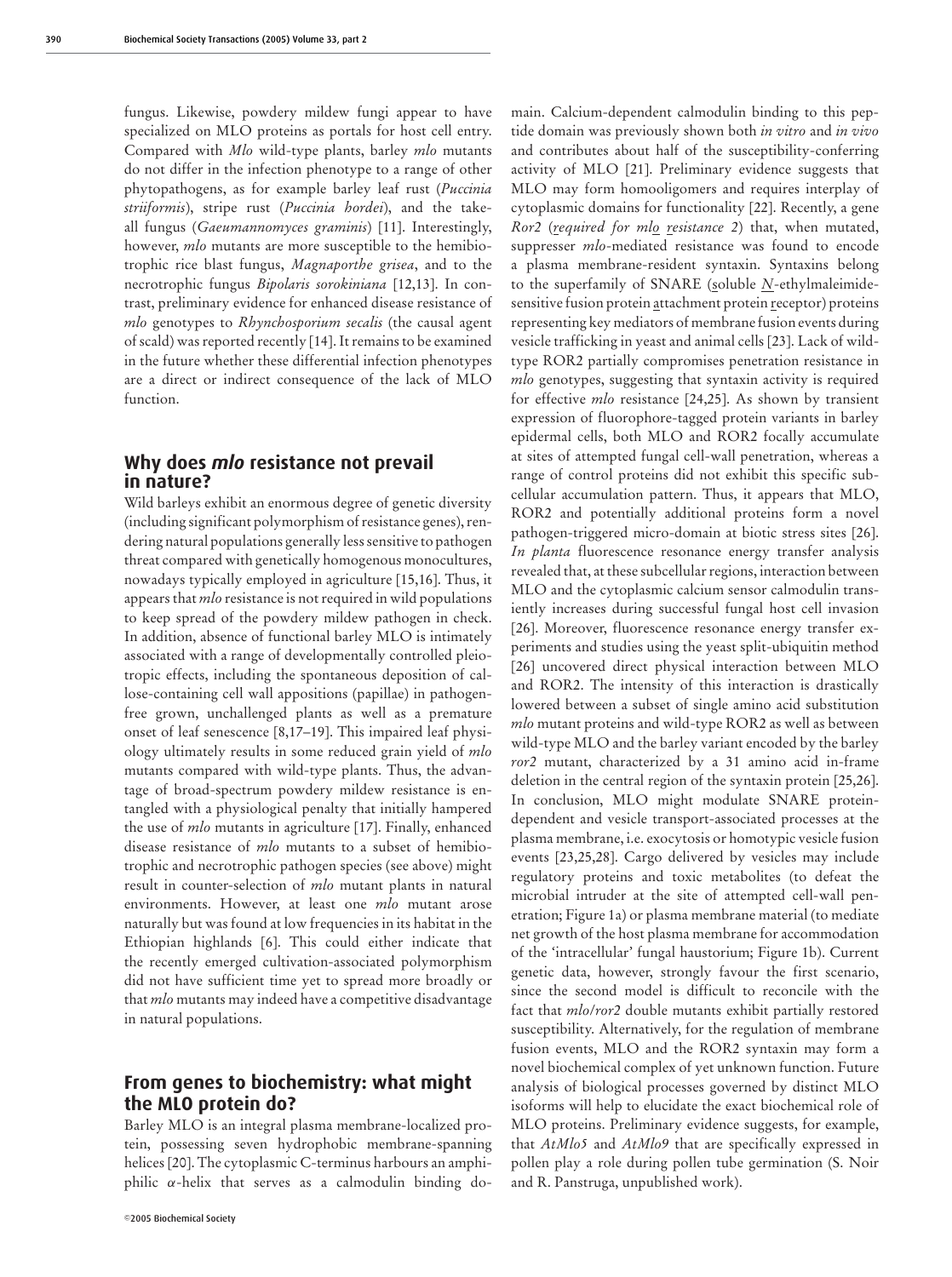fungus. Likewise, powdery mildew fungi appear to have specialized on MLO proteins as portals for host cell entry. Compared with *Mlo* wild-type plants, barley *mlo* mutants do not differ in the infection phenotype to a range of other phytopathogens, as for example barley leaf rust (*Puccinia striiformis*), stripe rust (*Puccinia hordei*), and the take-all fungus (*Gaeumannomyces graminis*) [11]. Interestingly, however, *mlo* mutants are more susceptible to the hemibiotrophic rice blast fungus, *Magnaporthe grisea*, and to the necrotrophic fungus *Bipolaris sorokiniana* [12,13]. In contrast, preliminary evidence for enhanced disease resistance of *mlo* genotypes to *Rhynchosporium secalis* (the causal agent of scald) was reported recently [14]. It remains to be examined in the future whether these differential infection phenotypes are a direct or indirect consequence of the lack of MLO function.

## Why does *mlo* resistance not prevail in nature?

Wild barleys exhibit an enormous degree of genetic diversity (including significant polymorphism of resistance genes), rendering natural populations generally less sensitive to pathogen threat compared with genetically homogenous monocultures, nowadays typically employed in agriculture [15,16]. Thus, it appears that *mlo* resistance is not required in wild populations to keep spread of the powdery mildew pathogen in check. In addition, absence of functional barley MLO is intimately associated with a range of developmentally controlled pleiotropic effects, including the spontaneous deposition of callose-containing cell wall appositions (papillae) in pathogen-free grown, unchallenged plants as well as a premature onset of leaf senescence [8,17–19]. This impaired leaf physiology ultimately results in some reduced grain yield of *mlo* mutants compared with wild-type plants. Thus, the advantage of broad-spectrum powdery mildew resistance is entangled with a physiological penalty that initially hampered the use of *mlo* mutants in agriculture [17]. Finally, enhanced disease resistance of *mlo* mutants to a subset of hemibiotrophic and necrotrophic pathogen species (see above) might result in counter-selection of *mlo* mutant plants in natural environments. However, at least one *mlo* mutant arose naturally but was found at low frequencies in its habitat in the Ethiopian highlands [6]. This could either indicate that the recently emerged cultivation-associated polymorphism did not have sufficient time yet to spread more broadly or that *mlo* mutants may indeed have a competitive disadvantage in natural populations.

## From genes to biochemistry: what might the MLO protein do?

Barley MLO is an integral plasma membrane-localized protein, possessing seven hydrophobic membrane-spanning helices [20]. The cytoplasmic C-terminus harbours an amphiphilic α-helix that serves as a calmodulin binding domain. Calcium-dependent calmodulin binding to this peptide domain was previously shown both *in vitro* and *in vivo* and contributes about half of the susceptibility-conferring activity of MLO [21]. Preliminary evidence suggests that MLO may form homooligomers and requires interplay of cytoplasmic domains for functionality [22]. Recently, a gene *Ror2* (*r*equired for *ml*o *r*esistance *2*) that, when mutated, suppresser *mlo*-mediated resistance was found to encode a plasma membrane-resident syntaxin. Syntaxins belong to the superfamily of SNARE (soluble *N*-ethylmaleimide-sensitive fusion protein attachment protein receptor) proteins representing key mediators of membrane fusion events during vesicle trafficking in yeast and animal cells [23]. Lack of wild-type ROR2 partially compromises penetration resistance in *mlo* genotypes, suggesting that syntaxin activity is required for effective *mlo* resistance [24,25]. As shown by transient expression of fluorophore-tagged protein variants in barley epidermal cells, both MLO and ROR2 focally accumulate at sites of attempted fungal cell-wall penetration, whereas a range of control proteins did not exhibit this specific subcellular accumulation pattern. Thus, it appears that MLO, ROR2 and potentially additional proteins form a novel pathogen-triggered micro-domain at biotic stress sites [26]. *In planta* fluorescence resonance energy transfer analysis revealed that, at these subcellular regions, interaction between MLO and the cytoplasmic calcium sensor calmodulin transiently increases during successful fungal host cell invasion [26]. Moreover, fluorescence resonance energy transfer experiments and studies using the yeast split-ubiquitin method [26] uncovered direct physical interaction between MLO and ROR2. The intensity of this interaction is drastically lowered between a subset of single amino acid substitution *mlo* mutant proteins and wild-type ROR2 as well as between wild-type MLO and the barley variant encoded by the barley *ror2* mutant, characterized by a 31 amino acid in-frame deletion in the central region of the syntaxin protein [25,26]. In conclusion, MLO might modulate SNARE protein-dependent and vesicle transport-associated processes at the plasma membrane, i.e. exocytosis or homotypic vesicle fusion events [23,25,28]. Cargo delivered by vesicles may include regulatory proteins and toxic metabolites (to defeat the microbial intruder at the site of attempted cell-wall penetration; Figure 1a) or plasma membrane material (to mediate net growth of the host plasma membrane for accommodation of the 'intracellular' fungal haustorium; Figure 1b). Current genetic data, however, strongly favour the first scenario, since the second model is difficult to reconcile with the fact that *mlo*/*ror2* double mutants exhibit partially restored susceptibility. Alternatively, for the regulation of membrane fusion events, MLO and the ROR2 syntaxin may form a novel biochemical complex of yet unknown function. Future analysis of biological processes governed by distinct MLO isoforms will help to elucidate the exact biochemical role of MLO proteins. Preliminary evidence suggests, for example, that *AtMlo5* and *AtMlo9* that are specifically expressed in pollen play a role during pollen tube germination (S. Noir and R. Panstruga, unpublished work).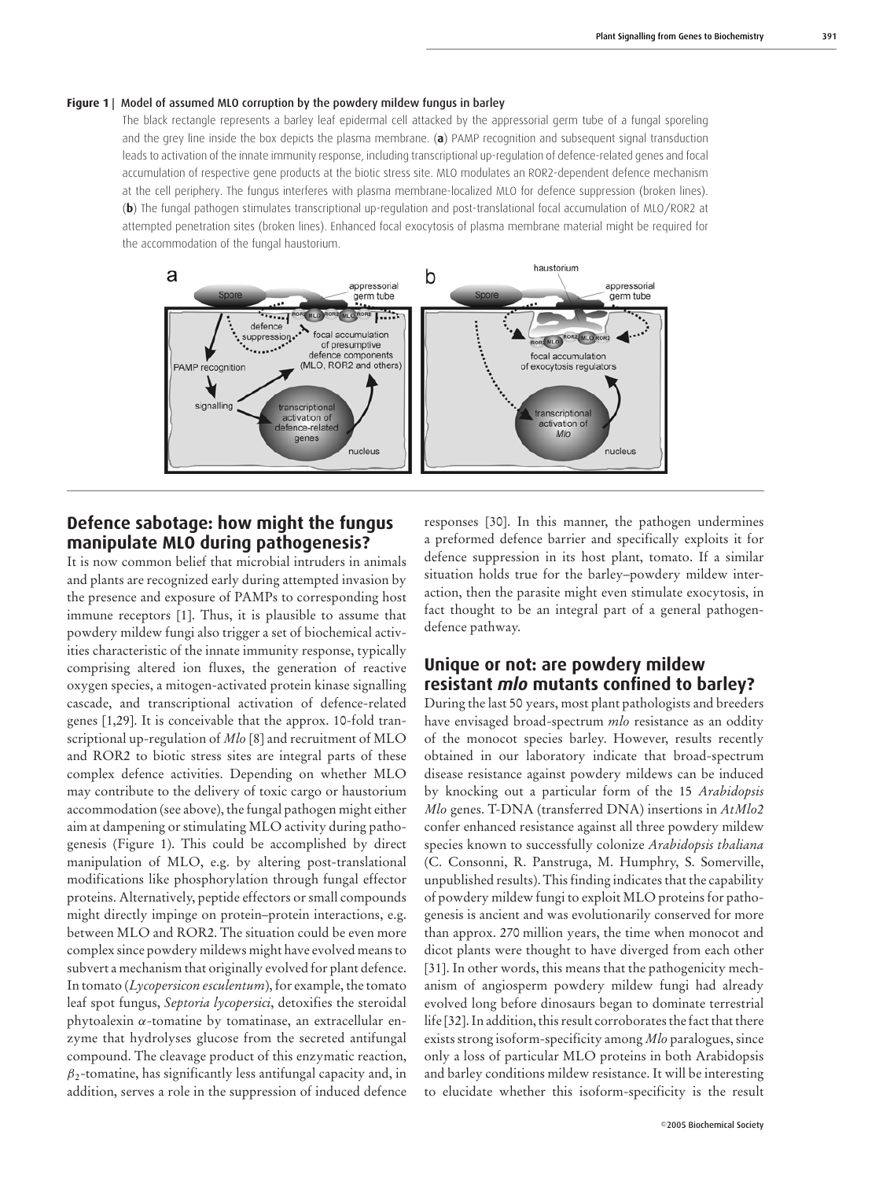**Figure 1 | Model of assumed MLO corruption by the powdery mildew fungus in barley**

The black rectangle represents a barley leaf epidermal cell attacked by the appressorial germ tube of a fungal sporeling and the grey line inside the box depicts the plasma membrane. (**a**) PAMP recognition and subsequent signal transduction leads to activation of the innate immunity response, including transcriptional up-regulation of defence-related genes and focal accumulation of respective gene products at the biotic stress site. MLO modulates an ROR2-dependent defence mechanism at the cell periphery. The fungus interferes with plasma membrane-localized MLO for defence suppression (broken lines). (**b**) The fungal pathogen stimulates transcriptional up-regulation and post-translational focal accumulation of MLO/ROR2 at attempted penetration sites (broken lines). Enhanced focal exocytosis of plasma membrane material might be required for the accommodation of the fungal haustorium.

## Defence sabotage: how might the fungus manipulate MLO during pathogenesis?

It is now common belief that microbial intruders in animals and plants are recognized early during attempted invasion by the presence and exposure of PAMPs to corresponding host immune receptors [1]. Thus, it is plausible to assume that powdery mildew fungi also trigger a set of biochemical activities characteristic of the innate immunity response, typically comprising altered ion fluxes, the generation of reactive oxygen species, a mitogen-activated protein kinase signalling cascade, and transcriptional activation of defence-related genes [1,29]. It is conceivable that the approx. 10-fold transcriptional up-regulation of *Mlo* [8] and recruitment of MLO and ROR2 to biotic stress sites are integral parts of these complex defence activities. Depending on whether MLO may contribute to the delivery of toxic cargo or haustorium accommodation (see above), the fungal pathogen might either aim at dampening or stimulating MLO activity during pathogenesis (Figure 1). This could be accomplished by direct manipulation of MLO, e.g. by altering post-translational modifications like phosphorylation through fungal effector proteins. Alternatively, peptide effectors or small compounds might directly impinge on protein–protein interactions, e.g. between MLO and ROR2. The situation could be even more complex since powdery mildews might have evolved means to subvert a mechanism that originally evolved for plant defence. In tomato (*Lycopersicon esculentum*), for example, the tomato leaf spot fungus, *Septoria lycopersici*, detoxifies the steroidal phytoalexin $\alpha$-tomatine by tomatinase, an extracellular enzyme that hydrolyses glucose from the secreted antifungal compound. The cleavage product of this enzymatic reaction, $\beta_2$-tomatine, has significantly less antifungal capacity and, in addition, serves a role in the suppression of induced defence responses [30]. In this manner, the pathogen undermines a preformed defence barrier and specifically exploits it for defence suppression in its host plant, tomato. If a similar situation holds true for the barley–powdery mildew interaction, then the parasite might even stimulate exocytosis, in fact thought to be an integral part of a general pathogen-defence pathway.

## Unique or not: are powdery mildew resistant *mlo* mutants confined to barley?

During the last 50 years, most plant pathologists and breeders have envisaged broad-spectrum *mlo* resistance as an oddity of the monocot species barley. However, results recently obtained in our laboratory indicate that broad-spectrum disease resistance against powdery mildews can be induced by knocking out a particular form of the 15 *Arabidopsis Mlo* genes. T-DNA (transferred DNA) insertions in *AtMlo2* confer enhanced resistance against all three powdery mildew species known to successfully colonize *Arabidopsis thaliana* (C. Consonni, R. Panstruga, M. Humphry, S. Somerville, unpublished results). This finding indicates that the capability of powdery mildew fungi to exploit MLO proteins for pathogenesis is ancient and was evolutionarily conserved for more than approx. 270 million years, the time when monocot and dicot plants were thought to have diverged from each other [31]. In other words, this means that the pathogenicity mechanism of angiosperm powdery mildew fungi had already evolved long before dinosaurs began to dominate terrestrial life [32]. In addition, this result corroborates the fact that there exists strong isoform-specificity among *Mlo* paralogues, since only a loss of particular MLO proteins in both Arabidopsis and barley conditions mildew resistance. It will be interesting to elucidate whether this isoform-specificity is the result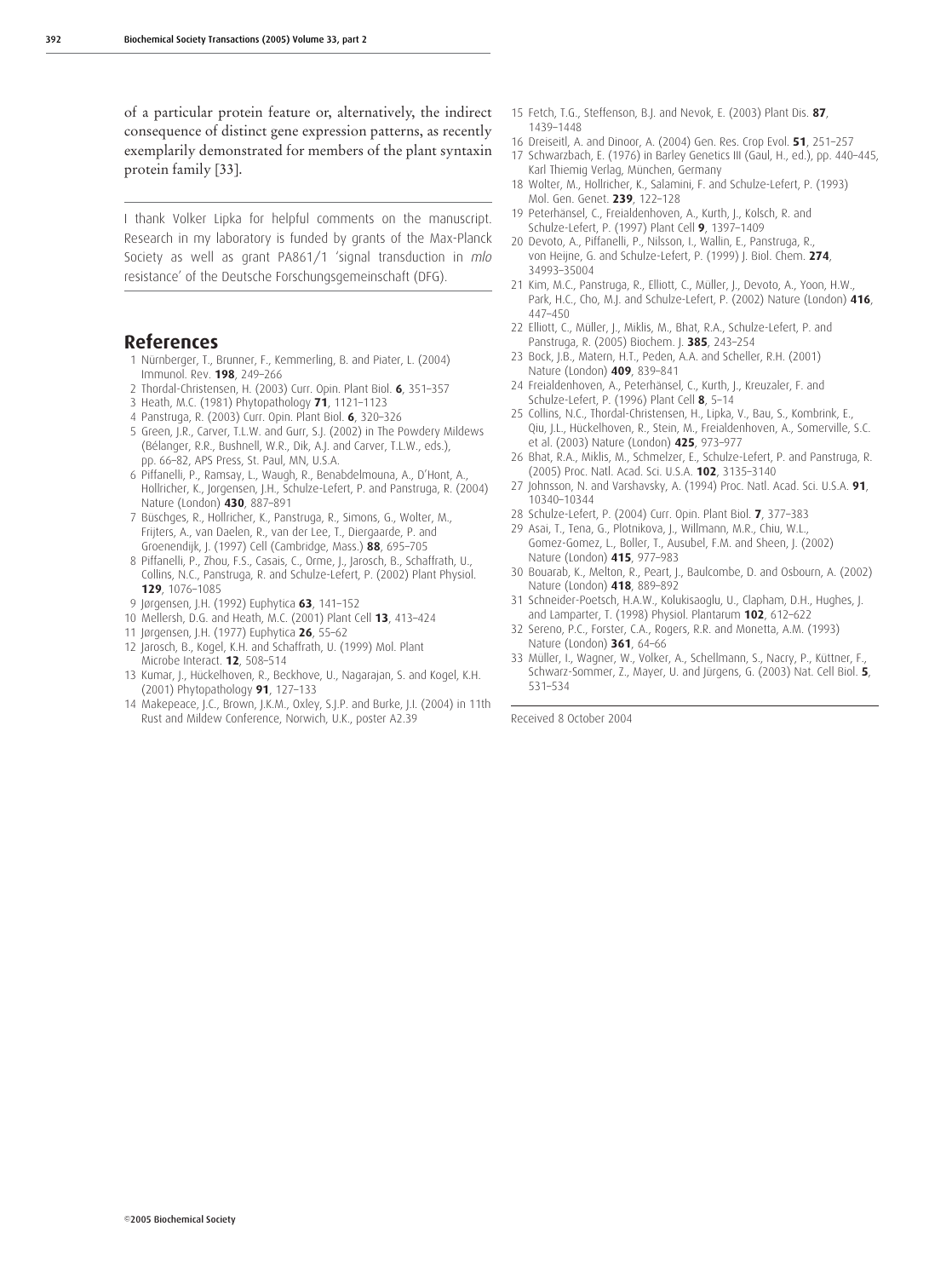of a particular protein feature or, alternatively, the indirect consequence of distinct gene expression patterns, as recently exemplarily demonstrated for members of the plant syntaxin protein family [33].

I thank Volker Lipka for helpful comments on the manuscript. Research in my laboratory is funded by grants of the Max-Planck Society as well as grant PA861/1 'signal transduction in *mlo* resistance' of the Deutsche Forschungsgemeinschaft (DFG).

## References

1. Nürnberger, T., Brunner, F., Kemmerling, B. and Piater, L. (2004) Immunol. Rev. **198**, 249–266
2. Thordal-Christensen, H. (2003) Curr. Opin. Plant Biol. **6**, 351–357
3. Heath, M.C. (1981) Phytopathology **71**, 1121–1123
4. Panstruga, R. (2003) Curr. Opin. Plant Biol. **6**, 320–326
5. Green, J.R., Carver, T.L.W. and Gurr, S.J. (2002) in The Powdery Mildews (Bélanger, R.R., Bushnell, W.R., Dik, A.J. and Carver, T.L.W., eds.), pp. 66–82, APS Press, St. Paul, MN, U.S.A.
6. Piffanelli, P., Ramsay, L., Waugh, R., Benabdelmouna, A., D'Hont, A., Hollricher, K., Jørgensen, J.H., Schulze-Lefert, P. and Panstruga, R. (2004) Nature (London) **430**, 887–891
7. Büschges, R., Hollricher, K., Panstruga, R., Simons, G., Wolter, M., Frijters, A., van Daelen, R., van der Lee, T., Diergaarde, P. and Groenendijk, J. (1997) Cell (Cambridge, Mass.) **88**, 695–705
8. Piffanelli, P., Zhou, F.S., Casais, C., Orme, J., Jarosch, B., Schaffrath, U., Collins, N.C., Panstruga, R. and Schulze-Lefert, P. (2002) Plant Physiol. **129**, 1076–1085
9. Jørgensen, J.H. (1992) Euphytica **63**, 141–152
10. Mellersh, D.G. and Heath, M.C. (2001) Plant Cell **13**, 413–424
11. Jørgensen, J.H. (1977) Euphytica **26**, 55–62
12. Jarosch, B., Kogel, K.H. and Schaffrath, U. (1999) Mol. Plant Microbe Interact. **12**, 508–514
13. Kumar, J., Hückelhoven, R., Beckhove, U., Nagarajan, S. and Kogel, K.H. (2001) Phytopathology **91**, 127–133
14. Makepeace, J.C., Brown, J.K.M., Oxley, S.J.P. and Burke, J.I. (2004) in 11th Rust and Mildew Conference, Norwich, U.K., poster A2.39
15. Fetch, T.G., Steffenson, B.J. and Nevok, E. (2003) Plant Dis. **87**, 1439–1448
16. Dreiseitl, A. and Dinoor, A. (2004) Gen. Res. Crop Evol. **51**, 251–257
17. Schwarzbach, E. (1976) in Barley Genetics III (Gaul, H., ed.), pp. 440–445, Karl Thiemig Verlag, München, Germany
18. Wolter, M., Hollricher, K., Salamini, F. and Schulze-Lefert, P. (1993) Mol. Gen. Genet. **239**, 122–128
19. Peterhänsel, C., Freialdenhoven, A., Kurth, J., Kolsch, R. and Schulze-Lefert, P. (1997) Plant Cell **9**, 1397–1409
20. Devoto, A., Piffanelli, P., Nilsson, I., Wallin, E., Panstruga, R., von Heijne, G. and Schulze-Lefert, P. (1999) J. Biol. Chem. **274**, 34993–35004
21. Kim, M.C., Panstruga, R., Elliott, C., Müller, J., Devoto, A., Yoon, H.W., Park, H.C., Cho, M.J. and Schulze-Lefert, P. (2002) Nature (London) **416**, 447–450
22. Elliott, C., Müller, J., Miklis, M., Bhat, R.A., Schulze-Lefert, P. and Panstruga, R. (2005) Biochem. J. **385**, 243–254
23. Bock, J.B., Matern, H.T., Peden, A.A. and Scheller, R.H. (2001) Nature (London) **409**, 839–841
24. Freialdenhoven, A., Peterhänsel, C., Kurth, J., Kreuzaler, F. and Schulze-Lefert, P. (1996) Plant Cell **8**, 5–14
25. Collins, N.C., Thordal-Christensen, H., Lipka, V., Bau, S., Kombrink, E., Qiu, J.L., Hückelhoven, R., Stein, M., Freialdenhoven, A., Somerville, S.C. et al. (2003) Nature (London) **425**, 973–977
26. Bhat, R.A., Miklis, M., Schmelzer, E., Schulze-Lefert, P. and Panstruga, R. (2005) Proc. Natl. Acad. Sci. U.S.A. **102**, 3135–3140
27. Johnsson, N. and Varshavsky, A. (1994) Proc. Natl. Acad. Sci. U.S.A. **91**, 10340–10344
28. Schulze-Lefert, P. (2004) Curr. Opin. Plant Biol. **7**, 377–383
29. Asai, T., Tena, G., Plotnikova, J., Willmann, M.R., Chiu, W.L., Gomez-Gomez, L., Boller, T., Ausubel, F.M. and Sheen, J. (2002) Nature (London) **415**, 977–983
30. Bouarab, K., Melton, R., Peart, J., Baulcombe, D. and Osbourn, A. (2002) Nature (London) **418**, 889–892
31. Schneider-Poetsch, H.A.W., Kolukisaoglu, U., Clapham, D.H., Hughes, J. and Lamparter, T. (1998) Physiol. Plantarum **102**, 612–622
32. Sereno, P.C., Forster, C.A., Rogers, R.R. and Monetta, A.M. (1993) Nature (London) **361**, 64–66
33. Müller, I., Wagner, W., Volker, A., Schellmann, S., Nacry, P., Küttner, F., Schwarz-Sommer, Z., Mayer, U. and Jürgens, G. (2003) Nat. Cell Biol. **5**, 531–534

Received 8 October 2004